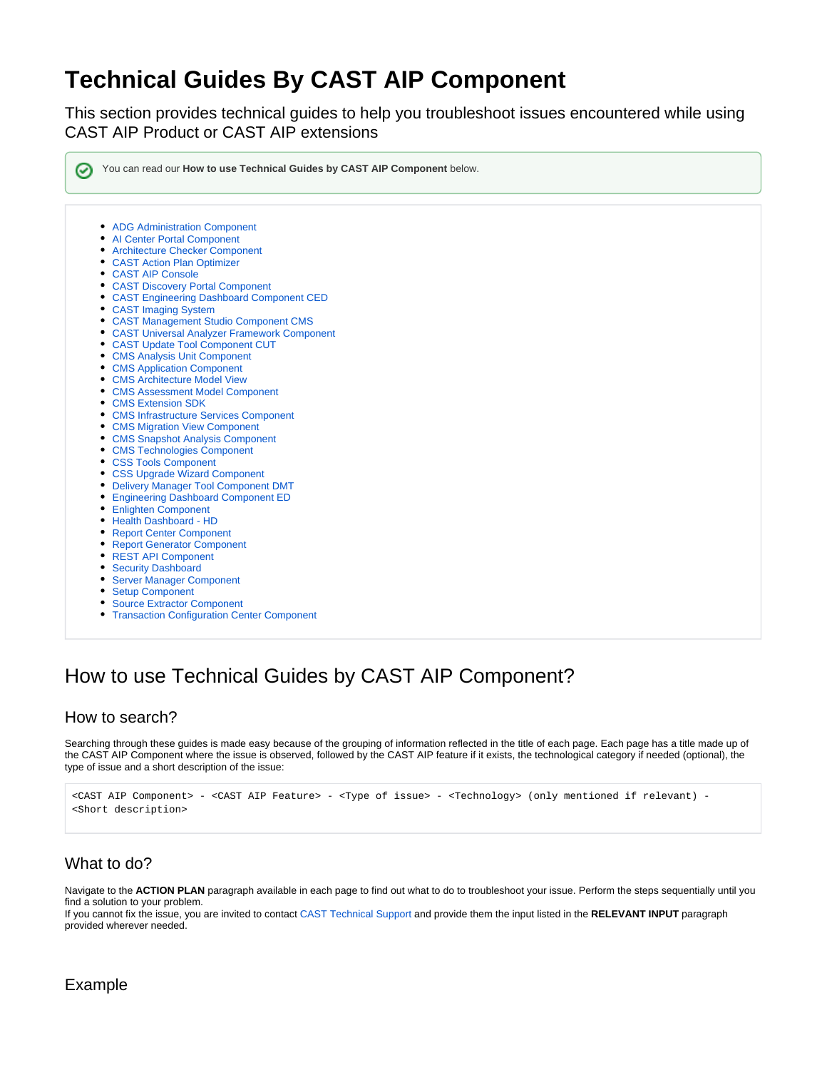# Technical Guides By CAST AIP Component

This section provides technical guides to help you troubleshoot issues encountered while using CAST AIP Product or CAST AIP extensions

You can read our **How to use Technical Guides by CAST AIP Component** below.

- ADG Administration Component
- AI Center Portal Component
- Architecture Checker Component
- CAST Action Plan Optimizer
- CAST AIP Console
- CAST Discovery Portal Component
- CAST Engineering Dashboard Component CED
- CAST Imaging System
- CAST Management Studio Component CMS
- CAST Universal Analyzer Framework Component
- CAST Update Tool Component CUT
- CMS Analysis Unit Component
- CMS Application Component
- CMS Architecture Model View
- CMS Assessment Model Component
- CMS Extension SDK
- CMS Infrastructure Services Component
- CMS Migration View Component
- CMS Snapshot Analysis Component
- CMS Technologies Component
- CSS Tools Component
- CSS Upgrade Wizard Component
- Delivery Manager Tool Component DMT
- Engineering Dashboard Component ED
- Enlighten Component
- Health Dashboard - HD
- Report Center Component
- Report Generator Component
- REST API Component
- Security Dashboard
- Server Manager Component
- Setup Component
- Source Extractor Component
- Transaction Configuration Center Component

## How to use Technical Guides by CAST AIP Component?

### How to search?

Searching through these guides is made easy because of the grouping of information reflected in the title of each page. Each page has a title made up of the CAST AIP Component where the issue is observed, followed by the CAST AIP feature if it exists, the technological category if needed (optional), the type of issue and a short description of the issue:

```
<CAST AIP Component> - <CAST AIP Feature> - <Type of issue> - <Technology> (only mentioned if relevant) - <Short description>
```

### What to do?

Navigate to the **ACTION PLAN** paragraph available in each page to find out what to do to troubleshoot your issue. Perform the steps sequentially until you find a solution to your problem.
If you cannot fix the issue, you are invited to contact CAST Technical Support and provide them the input listed in the **RELEVANT INPUT** paragraph provided wherever needed.

### Example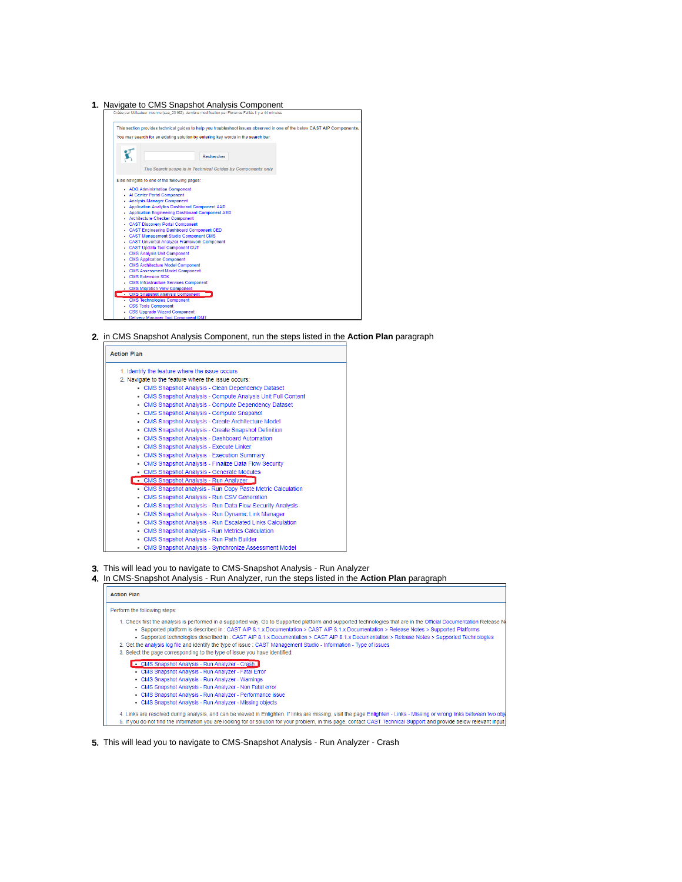1. Navigate to CMS Snapshot Analysis Component

Créée par Utilisateur inconnu (sse_20162), dernière modification par Florence Faillis il y a 44 minutes

This section provides technical guides to help you troubleshoot issues observed in one of the below CAST AIP Components.

You may search for an existing solution by entering key words in the search bar.

Rechercher

The Search scope is in Technical Guides by Components only

Else navigate to one of the following pages:

- ADG Administration Component
- AI Center Portal Component
- Analysis Manager Component
- Application Analytics Dashboard Component AAD
- Application Engineering Dashboard Component AED
- Architecture Checker Component
- CAST Discovery Portal Component
- CAST Engineering Dashboard Component CED
- CAST Management Studio Component CMS
- CAST Universal Analyzer Framework Component
- CAST Update Tool Component CUT
- CMS Analysis Unit Component
- CMS Application Component
- CMS Architecture Model Component
- CMS Assessment Model Component
- CMS Extension SDK
- CMS Infrastructure Services Component
- CMS Migration View Component
- CMS Snapshot Analysis Component
- CMS Technologies Component
- CSS Tools Component
- CSS Upgrade Wizard Component
- Delivery Manager Tool Component DMT

2. in CMS Snapshot Analysis Component, run the steps listed in the **Action Plan** paragraph

**Action Plan**

1. Identify the feature where the issue occurs
2. Navigate to the feature where the issue occurs:
   - CMS Snapshot Analysis - Clean Dependency Dataset
   - CMS Snapshot Analysis - Compute Analysis Unit Full Content
   - CMS Snapshot Analysis - Compute Dependency Dataset
   - CMS Snapshot Analysis - Compute Snapshot
   - CMS Snapshot Analysis - Create Architecture Model
   - CMS Snapshot Analysis - Create Snapshot Definition
   - CMS Snapshot Analysis - Dashboard Automation
   - CMS Snapshot Analysis - Execute Linker
   - CMS Snapshot Analysis - Execution Summary
   - CMS Snapshot Analysis - Finalize Data Flow Security
   - CMS Snapshot Analysis - Generate Modules
   - CMS Snapshot Analysis - Run Analyzer
   - CMS Snapshot analysis - Run Copy Paste Metric Calculation
   - CMS Snapshot Analysis - Run CSV Generation
   - CMS Snapshot Analysis - Run Data Flow Security Analysis
   - CMS Snapshot Analysis - Run Dynamic Link Manager
   - CMS Snapshot Analysis - Run Escalated Links Calculation
   - CMS Snapshot analysis - Run Metrics Calculation
   - CMS Snapshot Analysis - Run Path Builder
   - CMS Snapshot Analysis - Synchronize Assessment Model

3. This will lead you to navigate to CMS-Snapshot Analysis - Run Analyzer
4. In CMS-Snapshot Analysis - Run Analyzer, run the steps listed in the **Action Plan** paragraph

**Action Plan**

Perform the following steps:

1. Check first the analysis is performed in a supported way. Go to Supported platform and supported technologies that are in the Official Documentation Release N
   - Supported platform is described in : CAST AIP 8.1.x Documentation > CAST AIP 8.1.x Documentation > Release Notes > Supported Platforms
   - Supported technologies described in : CAST AIP 8.1.x Documentation > CAST AIP 8.1.x Documentation > Release Notes > Supported Technologies
2. Get the analysis log file and identify the type of issue : CAST Management Studio - Information - Type of issues
3. Select the page corresponding to the type of issue you have identified:
   - CMS Snapshot Analysis - Run Analyzer - Crash
   - CMS Snapshot Analysis - Run Analyzer - Fatal Error
   - CMS Snapshot Analysis - Run Analyzer - Warnings
   - CMS Snapshot Analysis - Run Analyzer - Non Fatal error
   - CMS Snapshot Analysis - Run Analyzer - Performance issue
   - CMS Snapshot Analysis - Run Analyzer - Missing objects
4. Links are resolved during analysis, and can be viewed in Enlighten. If links are missing, visit the page Enlighten - Links - Missing or wrong links between two obj
5. If you do not find the information you are looking for or solution for your problem, in this page, contact CAST Technical Support and provide below relevant input

5. This will lead you to navigate to CMS-Snapshot Analysis - Run Analyzer - Crash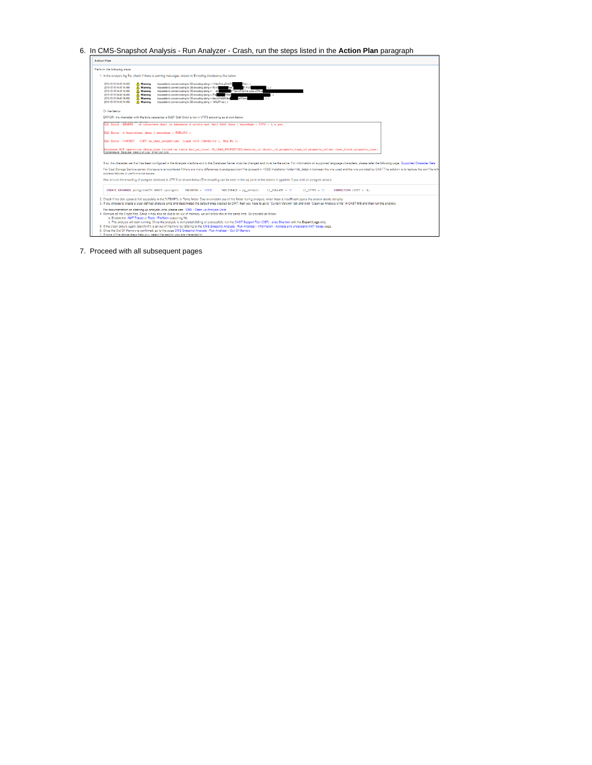6. In CMS-Snapshot Analysis - Run Analyzer - Crash, run the steps listed in the **Action Plan** paragraph

**Action Plan**

Perform the following steps:

1. In the analysis log file, check if there is warning messages related to Encoding discrepancy like below:

```
2015-10-15 14:45:14.466   Warning   Impossible to convert a string to DB encoding (string = '(...)
2015-10-15 14:45:14.466   Warning   Impossible to convert a string to DB encoding (string = '(...)
2015-10-15 14:45:14.466   Warning   Impossible to convert a string to DB encoding (string = '(...)
2015-10-15 14:45:14.466   Warning   Impossible to convert a string to DB encoding (string = '(...)
2015-10-15 14:45:14.466   Warning   Impossible to convert a string to DB encoding (string = '(...)
2015-10-15 14:45:14.466   Warning   Impossible to convert a string to DB encoding (string = '(...)
```

Or like below:

ERROR: the character with the byte sequence is 0xEF 0xbf 0xbd is not in UTF8 encoding as shown below:

```
SQL Error  ERREUR  le caractère dont la séquence d'octets est 0xef 0xbf 0xbd dans l'encodage « UTF8 » n'a pas
SQL Error  d'équivalent dans l'encodage « WIN1252 »
SQL Error  CONTEXT  COPY in_char_properties, ligne 3425 (Severity 1, Msg No 1)
Database UCF operation dbmcp_dims failed on table bal_pt_local IN_CHAR_PROPERTIES(session_id,object_id,property_type_id,property_subtype,char_block,property_char)
Inference Engine resolution statistics
```

If so, the character set that has been configured in the Analysis machine and in the Database Server must be changed and must be the same. For information on supported language characters, please refer the following page: Supported Character Sets

For Cast Storage Service server, this issue is encountered if there are many differences in postgresql.conf file (present in <CSS installation folder>\db_data) in between the one used and the one provided by CAST.The solution is to replace the conf file with process failures or performance issues.

Also ensure the encoding of postgres database is UTF-8 as shown below (The encoding can be seen in the sql pane at the bottom in pgadmin if you click on postgres server).

```
CREATE DATABASE postgresWITH OWNER =postgres    ENCODING = 'UTF8'    TABLESPACE = pg_default    LC_COLLATE = 'C'    LC_CTYPE = 'C'    CONNECTION LIMIT = -1;
```

2. Check if the disk space is full, especially in the %TEMP% or Temp folder. Due to constant use of this folder during analysis, when there is insufficient space the anarun aborts abruptly.
3. If you choose to create a user-defined analysis units and deactivated the default ones created by DMT, then you have to go to "Current Version" tab and click "Clean up Analysis Units" in CAST-MS and then run the analysis.

   For documentation on cleaning up analysis units, please see: CMS - Clean up Analysis Units

4. Remove all the 0 byte files. Since it may also be due to an out of memory, we will check this at the same time. So proceed as follow:
   a. Enable the AMT Traces or Tools - PerfMon output log file
   b. The analysis will start running. Once the analysis is completed (failing or successfully), run the CAST Support Tool (CST) - alias Sherlock with the **Export Logs** only.
5. If the crash occurs again, identify if it is an out of memory, by referring to the CMS Snapshot Analysis - Run Analyzer - Information - Activate and understand AMT traces page.
6. Once the Out Of Memory is confirmed, go to the page CMS Snapshot Analysis - Run Analyzer - Out Of Memory
7. If none of the above steps help you, select the section you are interested in:

7. Proceed with all subsequent pages